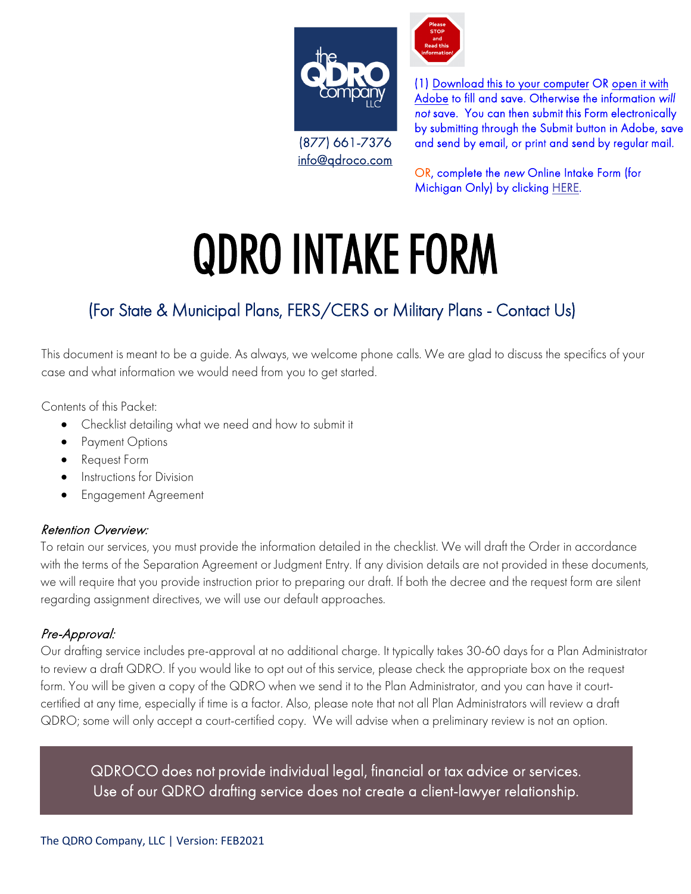the QDRO company LLC

(877) 661-7376
info@qdroco.com

Please STOP and Read this information!

(1) Download this to your computer OR open it with Adobe to fill and save. Otherwise the information *will not* save. You can then submit this Form electronically by submitting through the Submit button in Adobe, save and send by email, or print and send by regular mail.

OR, complete the *new* Online Intake Form (for Michigan Only) by clicking HERE.

# QDRO INTAKE FORM

## (For State & Municipal Plans, FERS/CERS or Military Plans - Contact Us)

This document is meant to be a guide. As always, we welcome phone calls. We are glad to discuss the specifics of your case and what information we would need from you to get started.

Contents of this Packet:

- Checklist detailing what we need and how to submit it
- Payment Options
- Request Form
- Instructions for Division
- Engagement Agreement

### *Retention Overview:*

To retain our services, you must provide the information detailed in the checklist. We will draft the Order in accordance with the terms of the Separation Agreement or Judgment Entry. If any division details are not provided in these documents, we will require that you provide instruction prior to preparing our draft. If both the decree and the request form are silent regarding assignment directives, we will use our default approaches.

### *Pre-Approval:*

Our drafting service includes pre-approval at no additional charge. It typically takes 30-60 days for a Plan Administrator to review a draft QDRO. If you would like to opt out of this service, please check the appropriate box on the request form. You will be given a copy of the QDRO when we send it to the Plan Administrator, and you can have it court-certified at any time, especially if time is a factor. Also, please note that not all Plan Administrators will review a draft QDRO; some will only accept a court-certified copy. We will advise when a preliminary review is not an option.

QDROCO does not provide individual legal, financial or tax advice or services.
Use of our QDRO drafting service does not create a client-lawyer relationship.

The QDRO Company, LLC | Version: FEB2021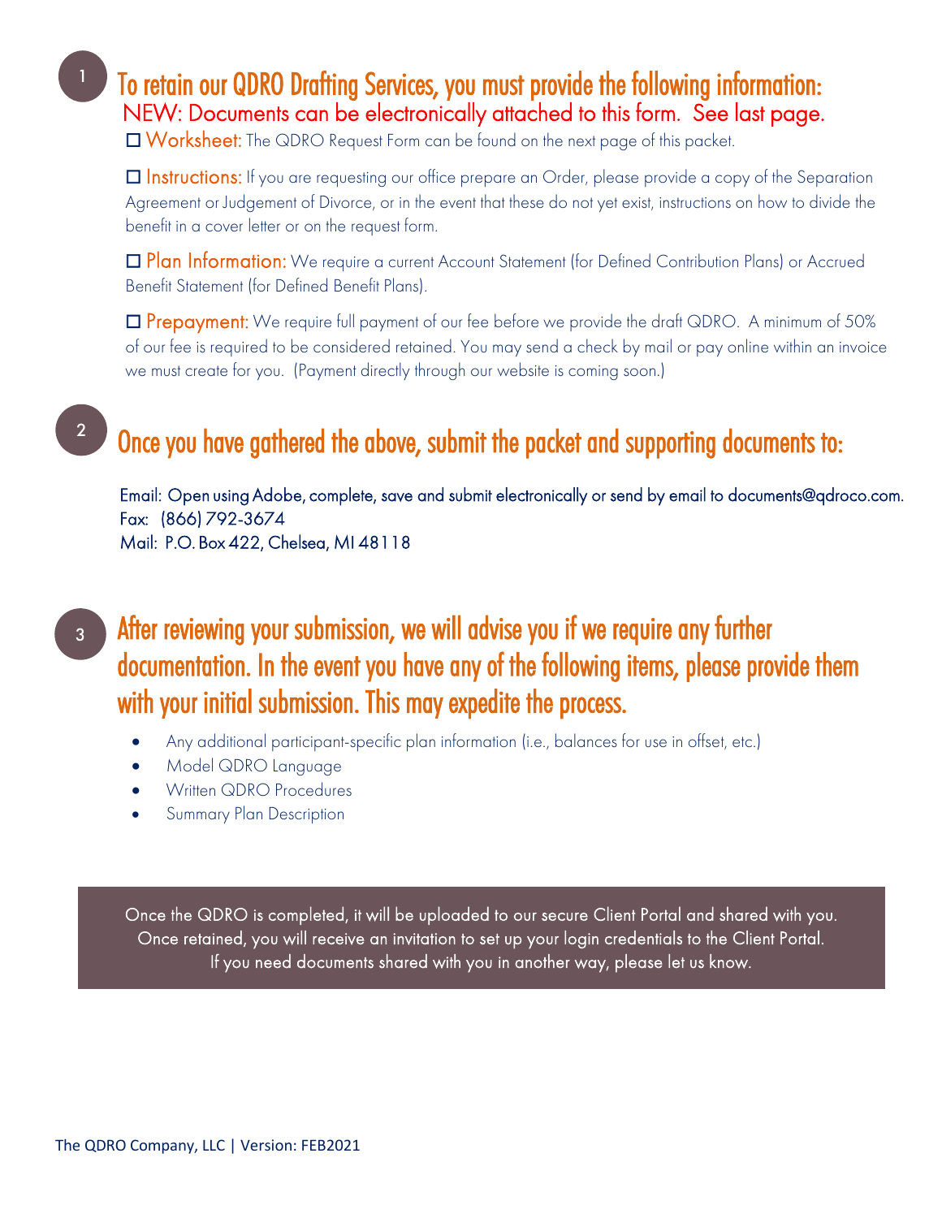## 1 To retain our QDRO Drafting Services, you must provide the following information:

NEW: Documents can be electronically attached to this form. See last page.

☐ **Worksheet:** The QDRO Request Form can be found on the next page of this packet.

☐ **Instructions:** If you are requesting our office prepare an Order, please provide a copy of the Separation Agreement or Judgement of Divorce, or in the event that these do not yet exist, instructions on how to divide the benefit in a cover letter or on the request form.

☐ **Plan Information:** We require a current Account Statement (for Defined Contribution Plans) or Accrued Benefit Statement (for Defined Benefit Plans).

☐ **Prepayment:** We require full payment of our fee before we provide the draft QDRO. A minimum of 50% of our fee is required to be considered retained. You may send a check by mail or pay online within an invoice we must create for you. (Payment directly through our website is coming soon.)

## 2 Once you have gathered the above, submit the packet and supporting documents to:

Email: Open using Adobe, complete, save and submit electronically or send by email to documents@qdroco.com.
Fax: (866) 792-3674
Mail: P.O. Box 422, Chelsea, MI 48118

## 3 After reviewing your submission, we will advise you if we require any further documentation. In the event you have any of the following items, please provide them with your initial submission. This may expedite the process.

- Any additional participant-specific plan information (i.e., balances for use in offset, etc.)
- Model QDRO Language
- Written QDRO Procedures
- Summary Plan Description

Once the QDRO is completed, it will be uploaded to our secure Client Portal and shared with you. Once retained, you will receive an invitation to set up your login credentials to the Client Portal. If you need documents shared with you in another way, please let us know.

The QDRO Company, LLC | Version: FEB2021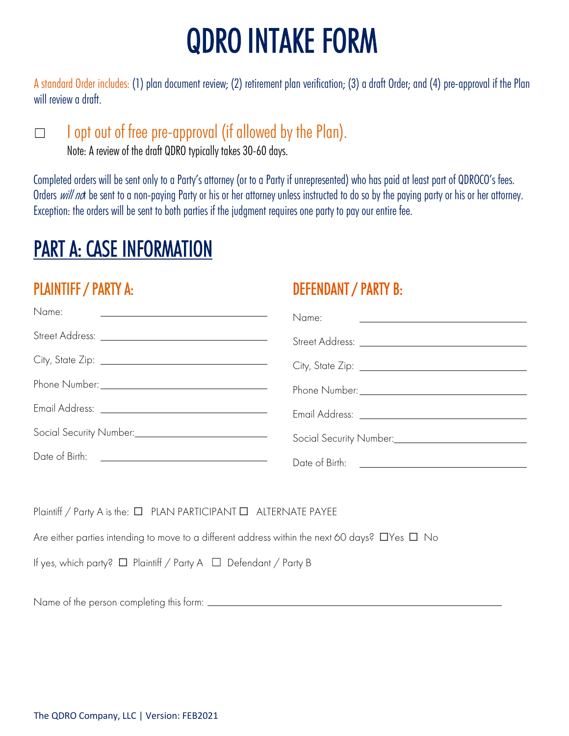# QDRO INTAKE FORM

A standard Order includes: (1) plan document review; (2) retirement plan verification; (3) a draft Order; and (4) pre-approval if the Plan will review a draft.

☐ I opt out of free pre-approval (if allowed by the Plan).

Note: A review of the draft QDRO typically takes 30-60 days.

Completed orders will be sent only to a Party's attorney (or to a Party if unrepresented) who has paid at least part of QDROCO's fees. Orders *will not* be sent to a non-paying Party or his or her attorney unless instructed to do so by the paying party or his or her attorney. Exception: the orders will be sent to both parties if the judgment requires one party to pay our entire fee.

## PART A: CASE INFORMATION

### PLAINTIFF / PARTY A:

Name: ______________________

Street Address: ______________________

City, State Zip: ______________________

Phone Number: ______________________

Email Address: ______________________

Social Security Number: ______________________

Date of Birth: ______________________

### DEFENDANT / PARTY B:

Name: ______________________

Street Address: ______________________

City, State Zip: ______________________

Phone Number: ______________________

Email Address: ______________________

Social Security Number: ______________________

Date of Birth: ______________________

Plaintiff / Party A is the: ☐ PLAN PARTICIPANT ☐ ALTERNATE PAYEE

Are either parties intending to move to a different address within the next 60 days? ☐Yes ☐ No

If yes, which party? ☐ Plaintiff / Party A ☐ Defendant / Party B

Name of the person completing this form: ______________________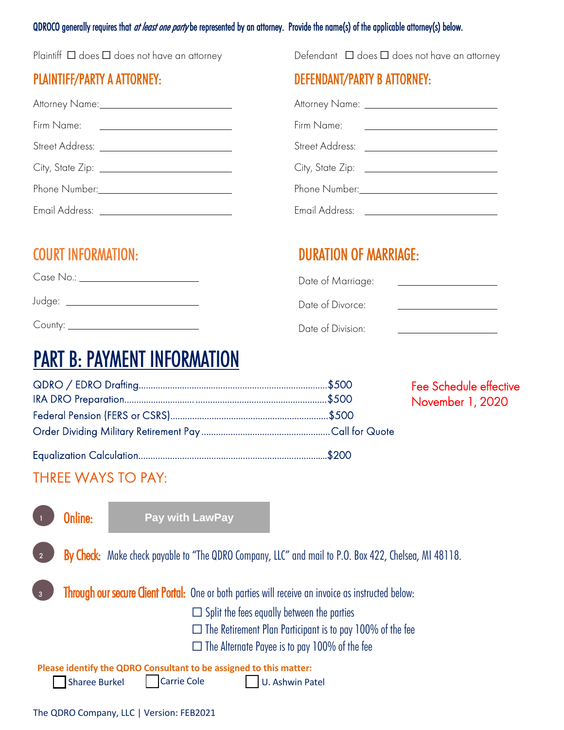QDROCO generally requires that *at least one party* be represented by an attorney. Provide the name(s) of the applicable attorney(s) below.

Plaintiff ☐ does ☐ does not have an attorney

## PLAINTIFF/PARTY A ATTORNEY:

Attorney Name: ______________________

Firm Name: ______________________

Street Address: ______________________

City, State Zip: ______________________

Phone Number: ______________________

Email Address: ______________________

Defendant ☐ does ☐ does not have an attorney

## DEFENDANT/PARTY B ATTORNEY:

Attorney Name: ______________________

Firm Name: ______________________

Street Address: ______________________

City, State Zip: ______________________

Phone Number: ______________________

Email Address: ______________________

## COURT INFORMATION:

Case No.: ______________________

Judge: ______________________

County: ______________________

## DURATION OF MARRIAGE:

Date of Marriage: ______________________

Date of Divorce: ______________________

Date of Division: ______________________

# PART B: PAYMENT INFORMATION

QDRO / EDRO Drafting............................................$500

IRA DRO Preparation............................................$500

Federal Pension (FERS or CSRS)............................................$500

Order Dividing Military Retirement Pay............................................Call for Quote

Equalization Calculation............................................$200

Fee Schedule effective November 1, 2020

## THREE WAYS TO PAY:

1. **Online:** Pay with LawPay

2. **By Check:** Make check payable to "The QDRO Company, LLC" and mail to P.O. Box 422, Chelsea, MI 48118.

3. **Through our secure Client Portal:** One or both parties will receive an invoice as instructed below:

   ☐ Split the fees equally between the parties

   ☐ The Retirement Plan Participant is to pay 100% of the fee

   ☐ The Alternate Payee is to pay 100% of the fee

**Please identify the QDRO Consultant to be assigned to this matter:**

☐ Sharee Burkel ☐ Carrie Cole ☐ U. Ashwin Patel

The QDRO Company, LLC | Version: FEB2021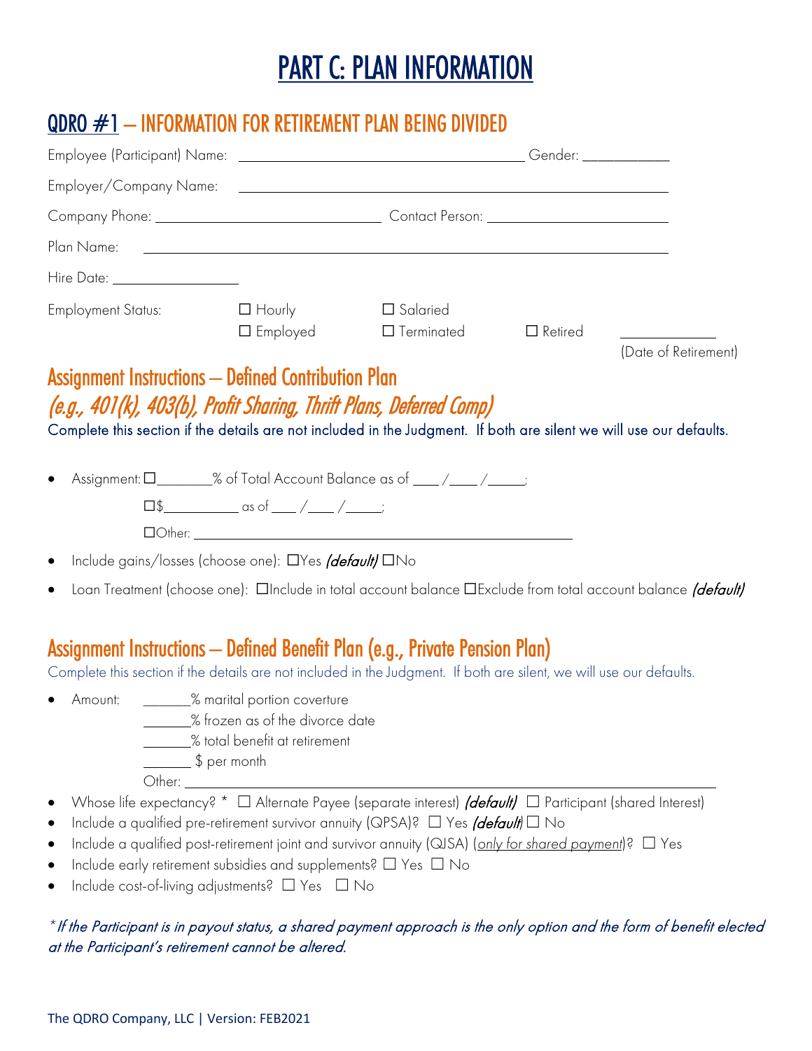# PART C: PLAN INFORMATION

## QDRO #1 – INFORMATION FOR RETIREMENT PLAN BEING DIVIDED

Employee (Participant) Name: ______________________________ Gender: __________

Employer/Company Name: ______________________________________________

Company Phone: ________________________ Contact Person: ____________________

Plan Name: ____________________________________________________

Hire Date: ______________

Employment Status: ☐ Hourly ☐ Salaried
☐ Employed ☐ Terminated ☐ Retired __________ (Date of Retirement)

## Assignment Instructions – Defined Contribution Plan

### *(e.g., 401(k), 403(b), Profit Sharing, Thrift Plans, Deferred Comp)*

Complete this section if the details are not included in the Judgment. If both are silent we will use our defaults.

- Assignment: ☐_______% of Total Account Balance as of ___ /___ /_____;
  ☐$__________ as of ___ /___ /_____;
  ☐Other: ________________________________________
- Include gains/losses (choose one): ☐Yes *(default)* ☐No
- Loan Treatment (choose one): ☐Include in total account balance ☐Exclude from total account balance *(default)*

## Assignment Instructions – Defined Benefit Plan (e.g., Private Pension Plan)

Complete this section if the details are not included in the Judgment. If both are silent, we will use our defaults.

- Amount: ______% marital portion coverture
  ______% frozen as of the divorce date
  ______% total benefit at retirement
  ______ $ per month
  Other: ____________________________________________
- Whose life expectancy? * ☐ Alternate Payee (separate interest) *(default)* ☐ Participant (shared Interest)
- Include a qualified pre-retirement survivor annuity (QPSA)? ☐ Yes *(default)* ☐ No
- Include a qualified post-retirement joint and survivor annuity (QJSA) (<u>only for shared payment</u>)? ☐ Yes
- Include early retirement subsidies and supplements? ☐ Yes ☐ No
- Include cost-of-living adjustments? ☐ Yes ☐ No

*\* If the Participant is in payout status, a shared payment approach is the only option and the form of benefit elected at the Participant's retirement cannot be altered.*

The QDRO Company, LLC | Version: FEB2021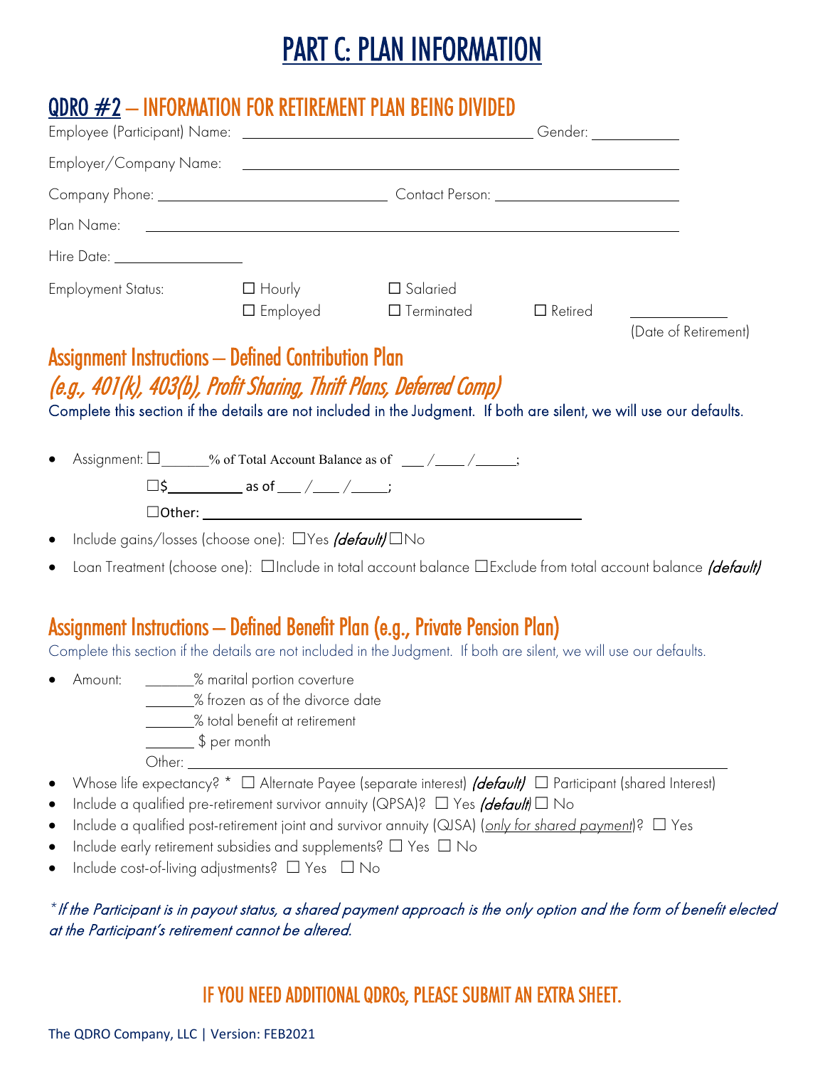# PART C: PLAN INFORMATION

## QDRO #2 – INFORMATION FOR RETIREMENT PLAN BEING DIVIDED

Employee (Participant) Name: ______________________________ Gender: __________

Employer/Company Name: ______________________________________________

Company Phone: ________________________ Contact Person: ____________________

Plan Name: ______________________________________________________

Hire Date: ______________

Employment Status: ☐ Hourly ☐ Salaried
☐ Employed ☐ Terminated ☐ Retired __________ (Date of Retirement)

### Assignment Instructions – Defined Contribution Plan

### *(e.g., 401(k), 403(b), Profit Sharing, Thrift Plans, Deferred Comp)*

Complete this section if the details are not included in the Judgment. If both are silent, we will use our defaults.

- Assignment: ☐______% of Total Account Balance as of ___ /____ /_____;
  ☐$__________ as of ___ /___ /_____;
  ☐Other: ________________________________________
- Include gains/losses (choose one): ☐Yes *(default)* ☐No
- Loan Treatment (choose one): ☐Include in total account balance ☐Exclude from total account balance *(default)*

### Assignment Instructions – Defined Benefit Plan (e.g., Private Pension Plan)

Complete this section if the details are not included in the Judgment. If both are silent, we will use our defaults.

- Amount: ______% marital portion coverture
  ______% frozen as of the divorce date
  ______% total benefit at retirement
  ______ $ per month
  Other: ________________________________________
- Whose life expectancy? * ☐ Alternate Payee (separate interest) *(default)* ☐ Participant (shared Interest)
- Include a qualified pre-retirement survivor annuity (QPSA)? ☐ Yes *(default)* ☐ No
- Include a qualified post-retirement joint and survivor annuity (QJSA) (*only for shared payment*)? ☐ Yes
- Include early retirement subsidies and supplements? ☐ Yes ☐ No
- Include cost-of-living adjustments? ☐ Yes ☐ No

*\* If the Participant is in payout status, a shared payment approach is the only option and the form of benefit elected at the Participant's retirement cannot be altered.*

## IF YOU NEED ADDITIONAL QDROs, PLEASE SUBMIT AN EXTRA SHEET.

The QDRO Company, LLC | Version: FEB2021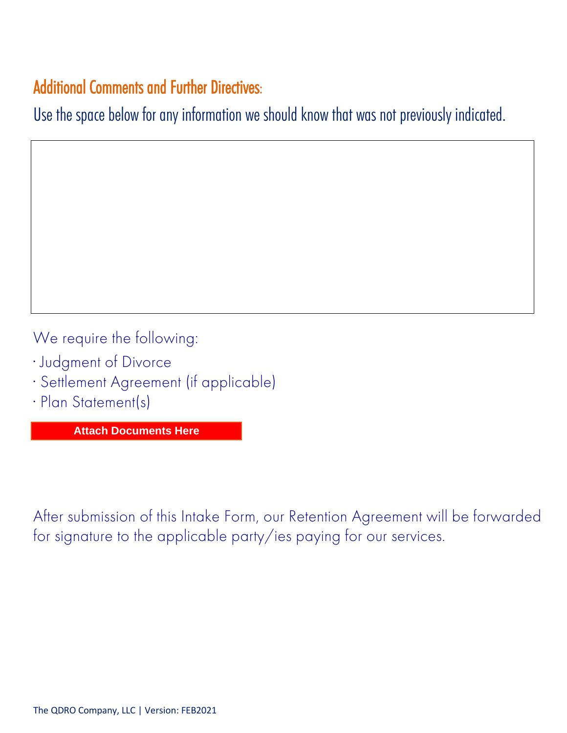## Additional Comments and Further Directives:

Use the space below for any information we should know that was not previously indicated.

We require the following:

- Judgment of Divorce
- Settlement Agreement (if applicable)
- Plan Statement(s)

**Attach Documents Here**

After submission of this Intake Form, our Retention Agreement will be forwarded for signature to the applicable party/ies paying for our services.

The QDRO Company, LLC | Version: FEB2021